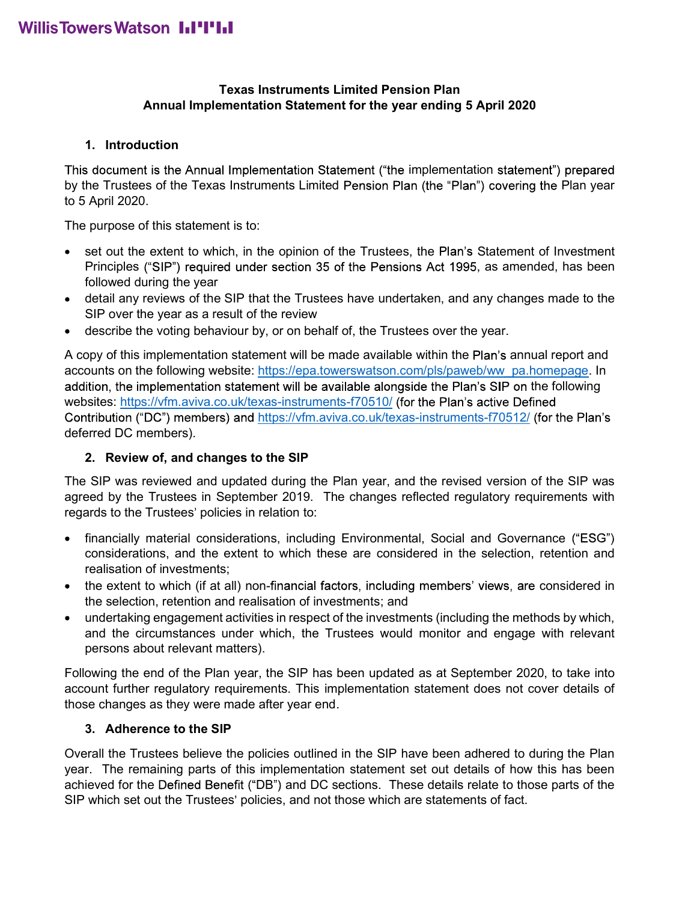# Texas Instruments Limited Pension Plan
# Annual Implementation Statement for the year ending 5 April 2020

## 1. Introduction

This document is the Annual Implementation Statement ("the implementation statement") prepared by the Trustees of the Texas Instruments Limited Pension Plan (the "Plan") covering the Plan year to 5 April 2020.

The purpose of this statement is to:

- set out the extent to which, in the opinion of the Trustees, the Plan's Statement of Investment Principles ("SIP") required under section 35 of the Pensions Act 1995, as amended, has been followed during the year
- detail any reviews of the SIP that the Trustees have undertaken, and any changes made to the SIP over the year as a result of the review
- describe the voting behaviour by, or on behalf of, the Trustees over the year.

A copy of this implementation statement will be made available within the Plan's annual report and accounts on the following website: https://epa.towerswatson.com/pls/paweb/ww_pa.homepage. In addition, the implementation statement will be available alongside the Plan's SIP on the following websites: https://vfm.aviva.co.uk/texas-instruments-f70510/ (for the Plan's active Defined Contribution ("DC") members) and https://vfm.aviva.co.uk/texas-instruments-f70512/ (for the Plan's deferred DC members).

## 2. Review of, and changes to the SIP

The SIP was reviewed and updated during the Plan year, and the revised version of the SIP was agreed by the Trustees in September 2019. The changes reflected regulatory requirements with regards to the Trustees' policies in relation to:

- financially material considerations, including Environmental, Social and Governance ("ESG") considerations, and the extent to which these are considered in the selection, retention and realisation of investments;
- the extent to which (if at all) non-financial factors, including members' views, are considered in the selection, retention and realisation of investments; and
- undertaking engagement activities in respect of the investments (including the methods by which, and the circumstances under which, the Trustees would monitor and engage with relevant persons about relevant matters).

Following the end of the Plan year, the SIP has been updated as at September 2020, to take into account further regulatory requirements. This implementation statement does not cover details of those changes as they were made after year end.

## 3. Adherence to the SIP

Overall the Trustees believe the policies outlined in the SIP have been adhered to during the Plan year. The remaining parts of this implementation statement set out details of how this has been achieved for the Defined Benefit ("DB") and DC sections. These details relate to those parts of the SIP which set out the Trustees' policies, and not those which are statements of fact.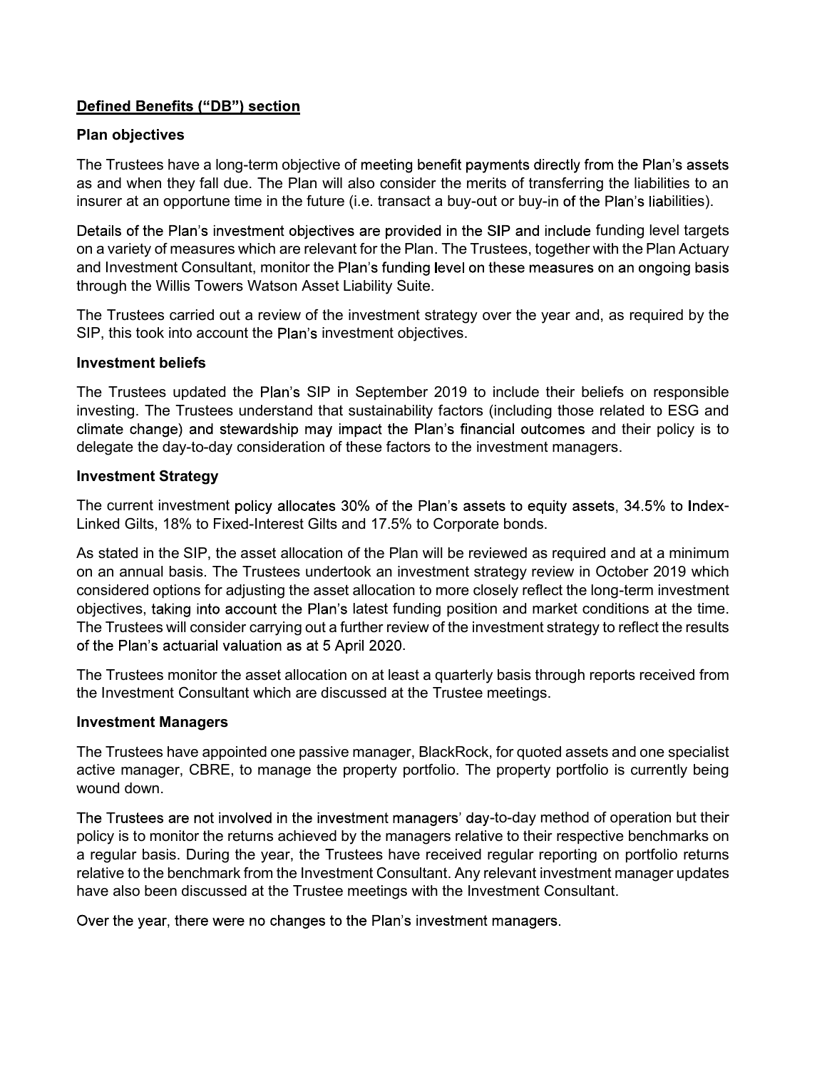## Defined Benefits ("DB") section

### Plan objectives

The Trustees have a long-term objective of meeting benefit payments directly from the Plan's assets as and when they fall due. The Plan will also consider the merits of transferring the liabilities to an insurer at an opportune time in the future (i.e. transact a buy-out or buy-in of the Plan's liabilities).

Details of the Plan's investment objectives are provided in the SIP and include funding level targets on a variety of measures which are relevant for the Plan. The Trustees, together with the Plan Actuary and Investment Consultant, monitor the Plan's funding level on these measures on an ongoing basis through the Willis Towers Watson Asset Liability Suite.

The Trustees carried out a review of the investment strategy over the year and, as required by the SIP, this took into account the Plan's investment objectives.

### Investment beliefs

The Trustees updated the Plan's SIP in September 2019 to include their beliefs on responsible investing. The Trustees understand that sustainability factors (including those related to ESG and climate change) and stewardship may impact the Plan's financial outcomes and their policy is to delegate the day-to-day consideration of these factors to the investment managers.

### Investment Strategy

The current investment policy allocates 30% of the Plan's assets to equity assets, 34.5% to Index-Linked Gilts, 18% to Fixed-Interest Gilts and 17.5% to Corporate bonds.

As stated in the SIP, the asset allocation of the Plan will be reviewed as required and at a minimum on an annual basis. The Trustees undertook an investment strategy review in October 2019 which considered options for adjusting the asset allocation to more closely reflect the long-term investment objectives, taking into account the Plan's latest funding position and market conditions at the time. The Trustees will consider carrying out a further review of the investment strategy to reflect the results of the Plan's actuarial valuation as at 5 April 2020.

The Trustees monitor the asset allocation on at least a quarterly basis through reports received from the Investment Consultant which are discussed at the Trustee meetings.

### Investment Managers

The Trustees have appointed one passive manager, BlackRock, for quoted assets and one specialist active manager, CBRE, to manage the property portfolio. The property portfolio is currently being wound down.

The Trustees are not involved in the investment managers' day-to-day method of operation but their policy is to monitor the returns achieved by the managers relative to their respective benchmarks on a regular basis. During the year, the Trustees have received regular reporting on portfolio returns relative to the benchmark from the Investment Consultant. Any relevant investment manager updates have also been discussed at the Trustee meetings with the Investment Consultant.

Over the year, there were no changes to the Plan's investment managers.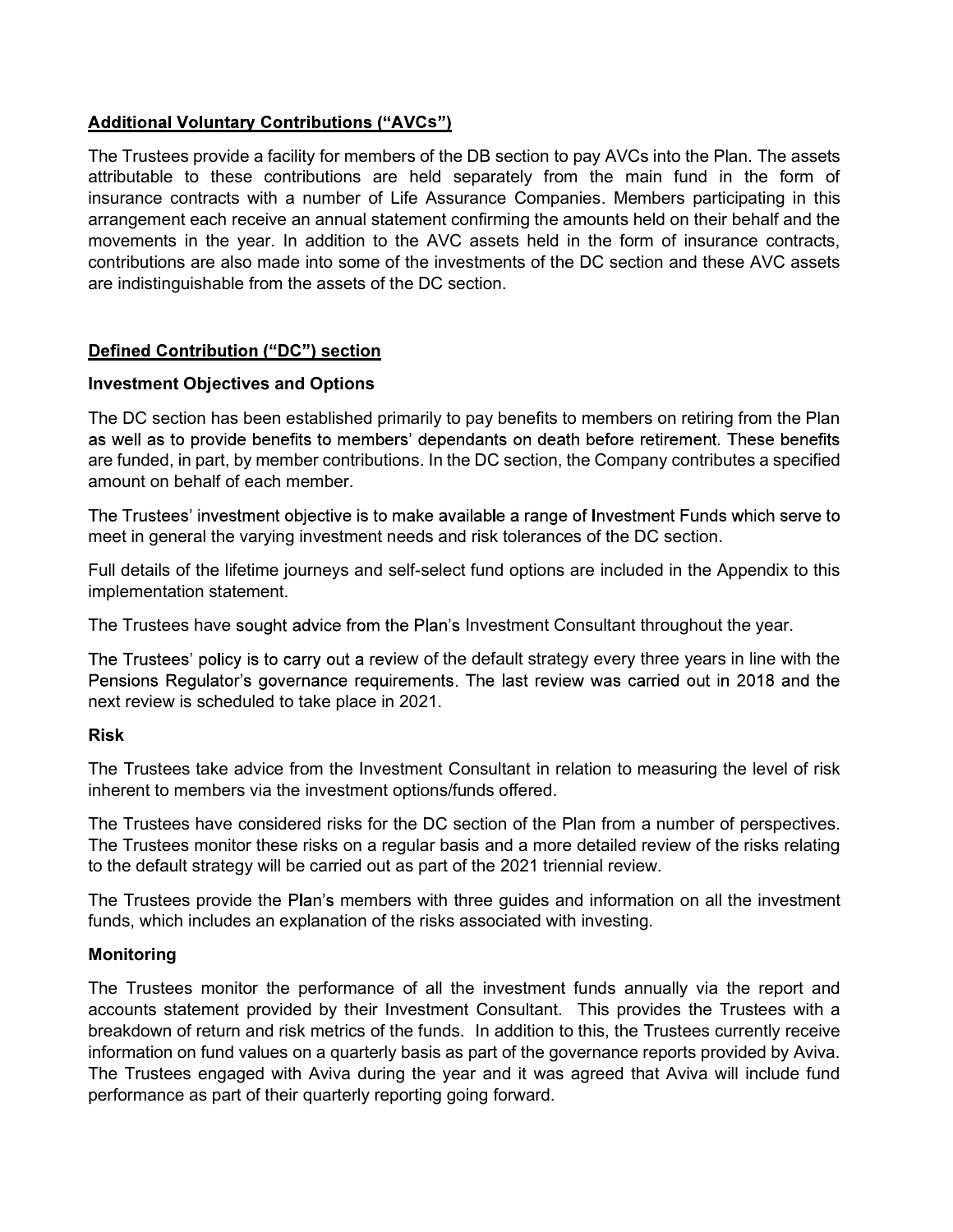## Additional Voluntary Contributions ("AVCs")

The Trustees provide a facility for members of the DB section to pay AVCs into the Plan. The assets attributable to these contributions are held separately from the main fund in the form of insurance contracts with a number of Life Assurance Companies. Members participating in this arrangement each receive an annual statement confirming the amounts held on their behalf and the movements in the year. In addition to the AVC assets held in the form of insurance contracts, contributions are also made into some of the investments of the DC section and these AVC assets are indistinguishable from the assets of the DC section.

## Defined Contribution ("DC") section

### Investment Objectives and Options

The DC section has been established primarily to pay benefits to members on retiring from the Plan as well as to provide benefits to members' dependants on death before retirement. These benefits are funded, in part, by member contributions. In the DC section, the Company contributes a specified amount on behalf of each member.

The Trustees' investment objective is to make available a range of Investment Funds which serve to meet in general the varying investment needs and risk tolerances of the DC section.

Full details of the lifetime journeys and self-select fund options are included in the Appendix to this implementation statement.

The Trustees have sought advice from the Plan's Investment Consultant throughout the year.

The Trustees' policy is to carry out a review of the default strategy every three years in line with the Pensions Regulator's governance requirements. The last review was carried out in 2018 and the next review is scheduled to take place in 2021.

### Risk

The Trustees take advice from the Investment Consultant in relation to measuring the level of risk inherent to members via the investment options/funds offered.

The Trustees have considered risks for the DC section of the Plan from a number of perspectives. The Trustees monitor these risks on a regular basis and a more detailed review of the risks relating to the default strategy will be carried out as part of the 2021 triennial review.

The Trustees provide the Plan's members with three guides and information on all the investment funds, which includes an explanation of the risks associated with investing.

### Monitoring

The Trustees monitor the performance of all the investment funds annually via the report and accounts statement provided by their Investment Consultant. This provides the Trustees with a breakdown of return and risk metrics of the funds. In addition to this, the Trustees currently receive information on fund values on a quarterly basis as part of the governance reports provided by Aviva. The Trustees engaged with Aviva during the year and it was agreed that Aviva will include fund performance as part of their quarterly reporting going forward.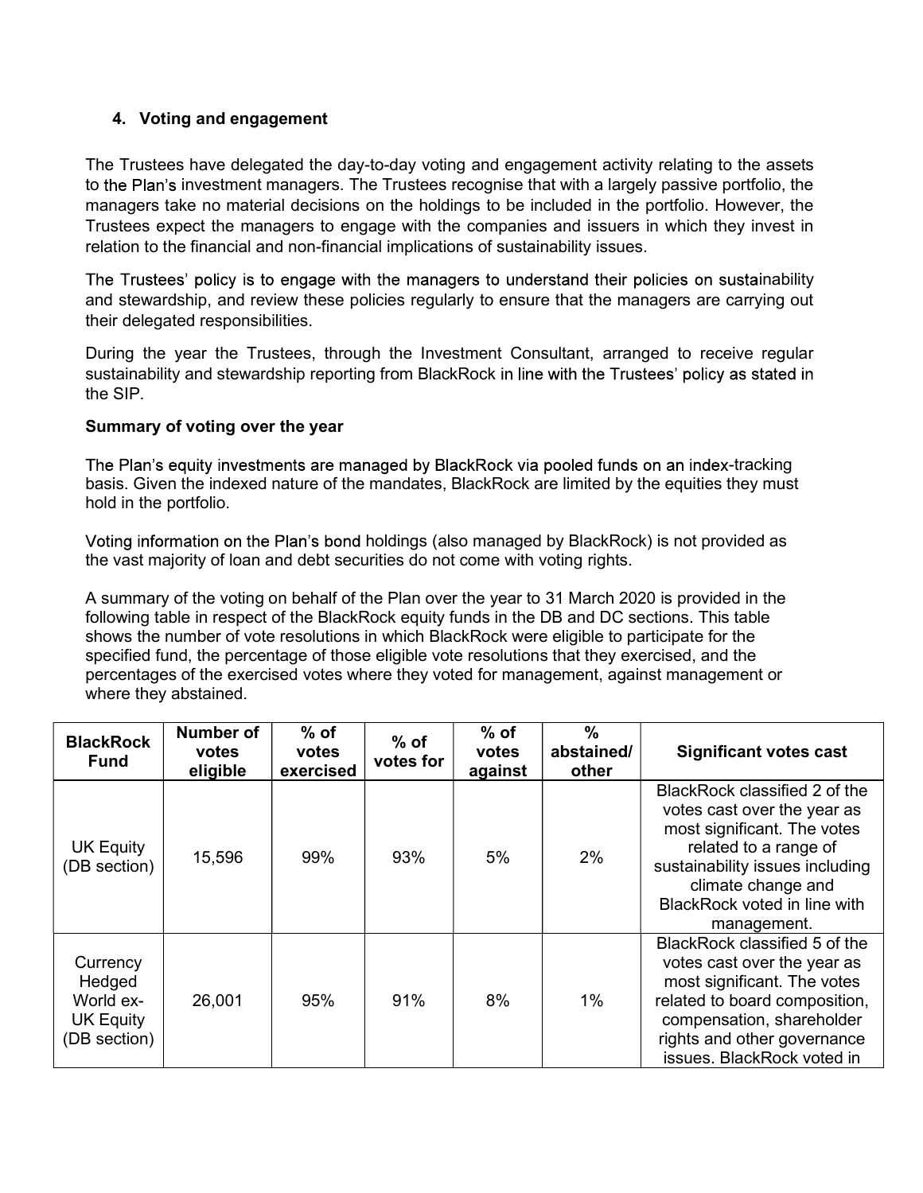## 4. Voting and engagement

The Trustees have delegated the day-to-day voting and engagement activity relating to the assets to the Plan's investment managers. The Trustees recognise that with a largely passive portfolio, the managers take no material decisions on the holdings to be included in the portfolio. However, the Trustees expect the managers to engage with the companies and issuers in which they invest in relation to the financial and non-financial implications of sustainability issues.

The Trustees' policy is to engage with the managers to understand their policies on sustainability and stewardship, and review these policies regularly to ensure that the managers are carrying out their delegated responsibilities.

During the year the Trustees, through the Investment Consultant, arranged to receive regular sustainability and stewardship reporting from BlackRock in line with the Trustees' policy as stated in the SIP.

**Summary of voting over the year**

The Plan's equity investments are managed by BlackRock via pooled funds on an index-tracking basis. Given the indexed nature of the mandates, BlackRock are limited by the equities they must hold in the portfolio.

Voting information on the Plan's bond holdings (also managed by BlackRock) is not provided as the vast majority of loan and debt securities do not come with voting rights.

A summary of the voting on behalf of the Plan over the year to 31 March 2020 is provided in the following table in respect of the BlackRock equity funds in the DB and DC sections. This table shows the number of vote resolutions in which BlackRock were eligible to participate for the specified fund, the percentage of those eligible vote resolutions that they exercised, and the percentages of the exercised votes where they voted for management, against management or where they abstained.

| BlackRock Fund | Number of votes eligible | % of votes exercised | % of votes for | % of votes against | % abstained/ other | Significant votes cast |
|---|---|---|---|---|---|---|
| UK Equity (DB section) | 15,596 | 99% | 93% | 5% | 2% | BlackRock classified 2 of the votes cast over the year as most significant. The votes related to a range of sustainability issues including climate change and BlackRock voted in line with management. |
| Currency Hedged World ex-UK Equity (DB section) | 26,001 | 95% | 91% | 8% | 1% | BlackRock classified 5 of the votes cast over the year as most significant. The votes related to board composition, compensation, shareholder rights and other governance issues. BlackRock voted in |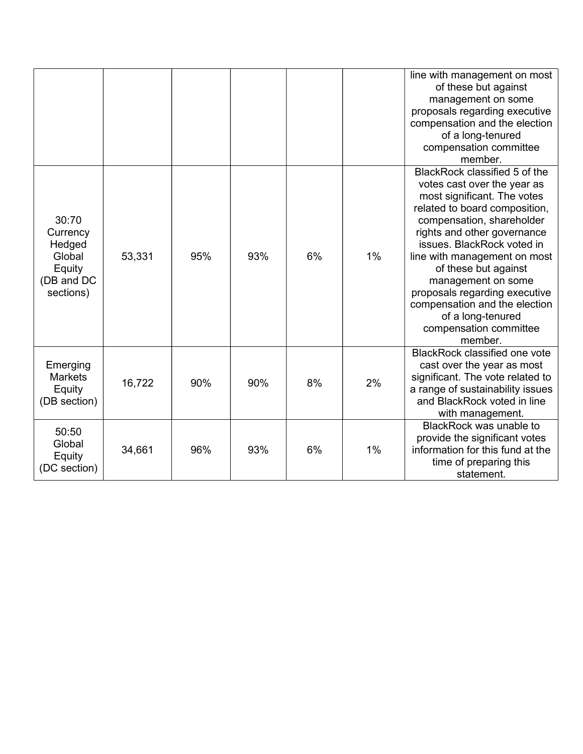| | | | | | | |
|---|---|---|---|---|---|---|
| | | | | | | line with management on most of these but against management on some proposals regarding executive compensation and the election of a long-tenured compensation committee member. |
| 30:70 Currency Hedged Global Equity (DB and DC sections) | 53,331 | 95% | 93% | 6% | 1% | BlackRock classified 5 of the votes cast over the year as most significant. The votes related to board composition, compensation, shareholder rights and other governance issues. BlackRock voted in line with management on most of these but against management on some proposals regarding executive compensation and the election of a long-tenured compensation committee member. |
| Emerging Markets Equity (DB section) | 16,722 | 90% | 90% | 8% | 2% | BlackRock classified one vote cast over the year as most significant. The vote related to a range of sustainability issues and BlackRock voted in line with management. |
| 50:50 Global Equity (DC section) | 34,661 | 96% | 93% | 6% | 1% | BlackRock was unable to provide the significant votes information for this fund at the time of preparing this statement. |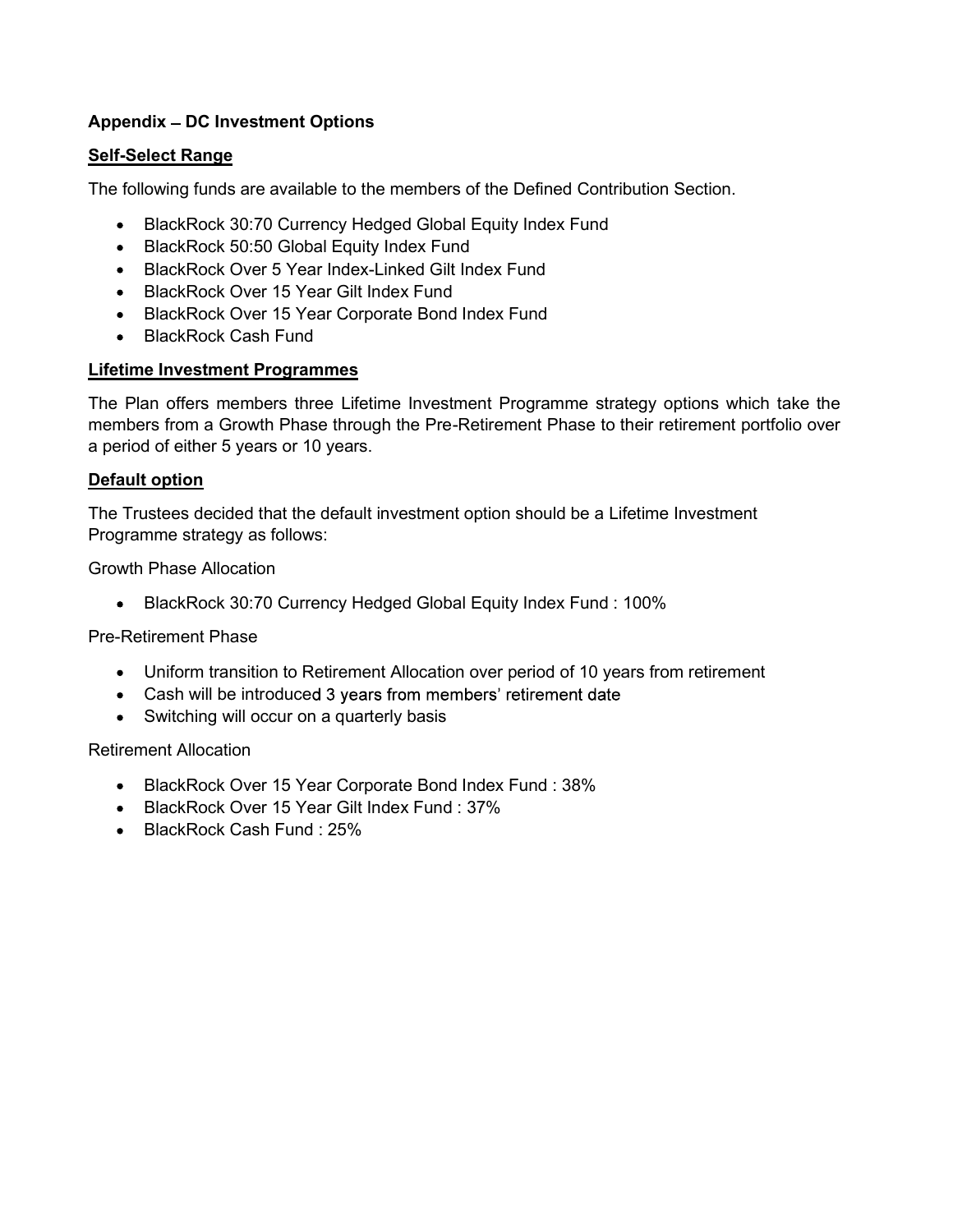**Appendix – DC Investment Options**

**Self-Select Range**

The following funds are available to the members of the Defined Contribution Section.

- BlackRock 30:70 Currency Hedged Global Equity Index Fund
- BlackRock 50:50 Global Equity Index Fund
- BlackRock Over 5 Year Index-Linked Gilt Index Fund
- BlackRock Over 15 Year Gilt Index Fund
- BlackRock Over 15 Year Corporate Bond Index Fund
- BlackRock Cash Fund

**Lifetime Investment Programmes**

The Plan offers members three Lifetime Investment Programme strategy options which take the members from a Growth Phase through the Pre-Retirement Phase to their retirement portfolio over a period of either 5 years or 10 years.

**Default option**

The Trustees decided that the default investment option should be a Lifetime Investment Programme strategy as follows:

Growth Phase Allocation

- BlackRock 30:70 Currency Hedged Global Equity Index Fund : 100%

Pre-Retirement Phase

- Uniform transition to Retirement Allocation over period of 10 years from retirement
- Cash will be introduced 3 years from members' retirement date
- Switching will occur on a quarterly basis

Retirement Allocation

- BlackRock Over 15 Year Corporate Bond Index Fund : 38%
- BlackRock Over 15 Year Gilt Index Fund : 37%
- BlackRock Cash Fund : 25%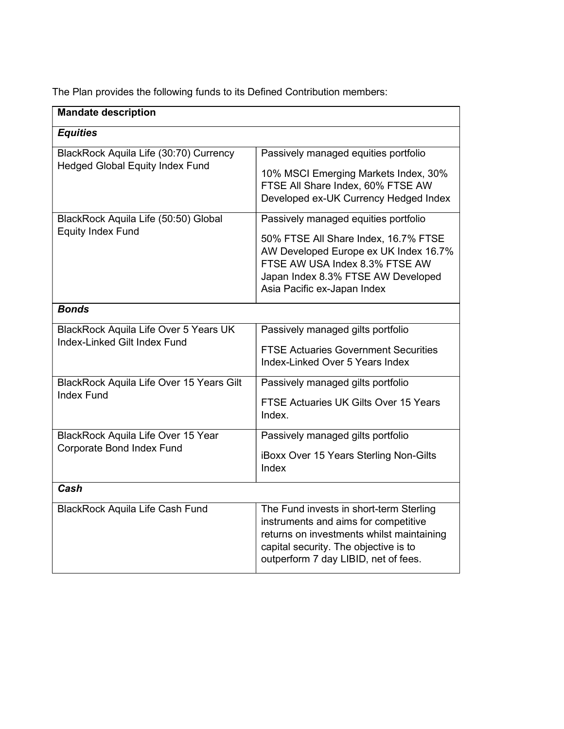The Plan provides the following funds to its Defined Contribution members:

| Mandate description | |
|---|---|
| ***Equities*** | |
| BlackRock Aquila Life (30:70) Currency Hedged Global Equity Index Fund | Passively managed equities portfolio<br>10% MSCI Emerging Markets Index, 30% FTSE All Share Index, 60% FTSE AW Developed ex-UK Currency Hedged Index |
| BlackRock Aquila Life (50:50) Global Equity Index Fund | Passively managed equities portfolio<br>50% FTSE All Share Index, 16.7% FTSE AW Developed Europe ex UK Index 16.7% FTSE AW USA Index 8.3% FTSE AW Japan Index 8.3% FTSE AW Developed Asia Pacific ex-Japan Index |
| ***Bonds*** | |
| BlackRock Aquila Life Over 5 Years UK Index-Linked Gilt Index Fund | Passively managed gilts portfolio<br>FTSE Actuaries Government Securities Index-Linked Over 5 Years Index |
| BlackRock Aquila Life Over 15 Years Gilt Index Fund | Passively managed gilts portfolio<br>FTSE Actuaries UK Gilts Over 15 Years Index. |
| BlackRock Aquila Life Over 15 Year Corporate Bond Index Fund | Passively managed gilts portfolio<br>iBoxx Over 15 Years Sterling Non-Gilts Index |
| ***Cash*** | |
| BlackRock Aquila Life Cash Fund | The Fund invests in short-term Sterling instruments and aims for competitive returns on investments whilst maintaining capital security. The objective is to outperform 7 day LIBID, net of fees. |